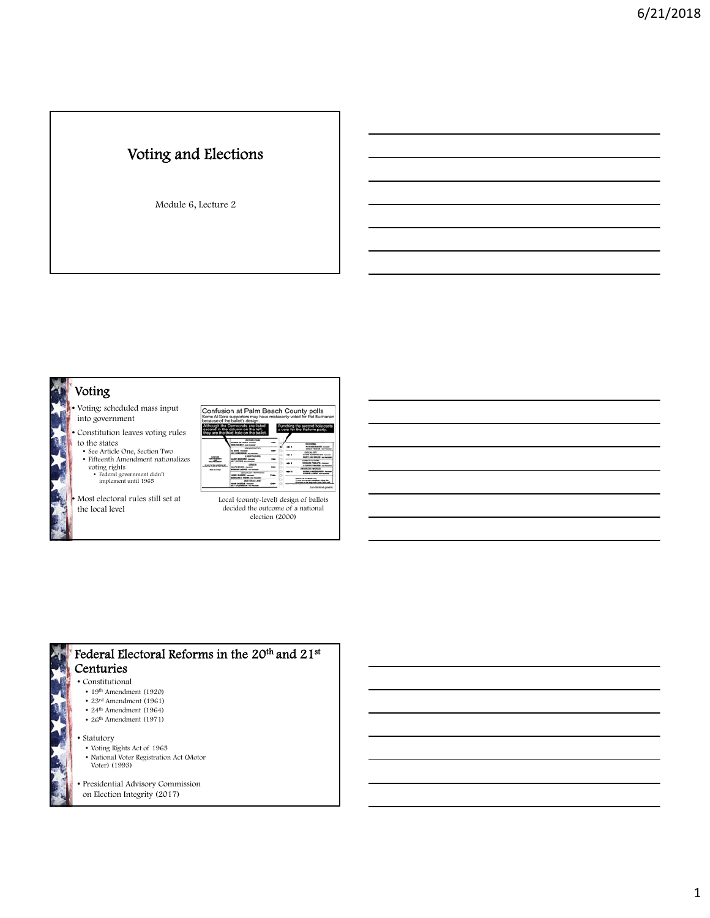# Voting and Elections

Module 6, Lecture 2

## Voting

- Voting: scheduled mass input into government
- Constitution leaves voting rules to the states
  - See Article One, Section Two
  - Fifteenth Amendment nationalizes voting rights
    - Federal government didn't implement until 1965
- Most electoral rules still set at the local level

Local (county-level) design of ballots decided the outcome of a national election (2000)

## Federal Electoral Reforms in the 20th and 21st Centuries

- Constitutional
  - 19th Amendment (1920)
  - 23rd Amendment (1961)
  - 24th Amendment (1964)
  - 26th Amendment (1971)
- Statutory
  - Voting Rights Act of 1965
  - National Voter Registration Act (Motor Voter) (1993)
- Presidential Advisory Commission on Election Integrity (2017)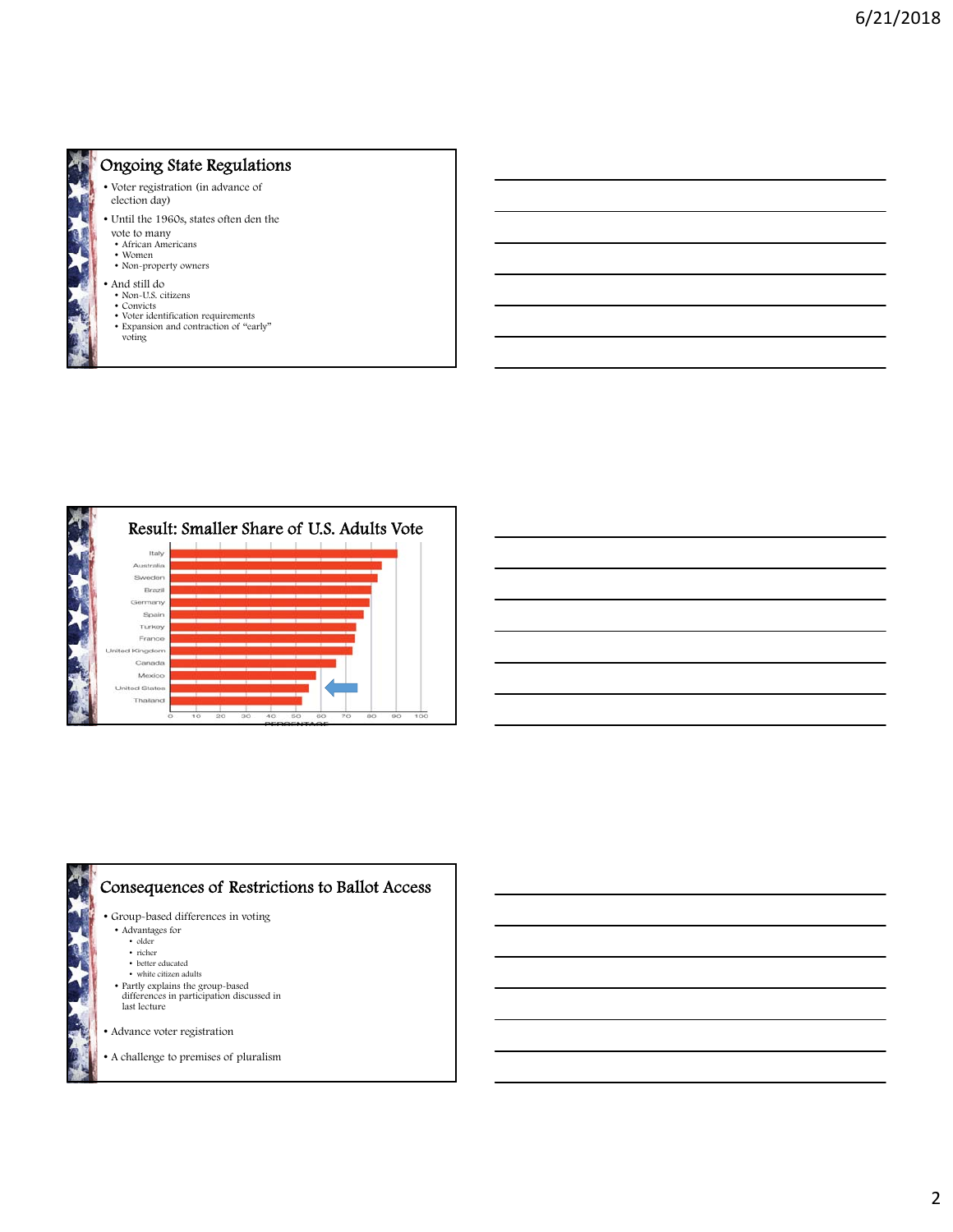## Ongoing State Regulations

- Voter registration (in advance of election day)
- Until the 1960s, states often den the vote to many
  - African Americans
  - Women
  - Non-property owners
- And still do
  - Non-U.S. citizens
  - Convicts
  - Voter identification requirements
  - Expansion and contraction of "early" voting

## Result: Smaller Share of U.S. Adults Vote

| Country | Percentage (approx.) |
|---|---|
| Italy | 90 |
| Australia | 84 |
| Sweden | 82 |
| Brazil | 80 |
| Germany | 79 |
| Spain | 77 |
| Turkey | 74 |
| France | 73 |
| United Kingdom | 72 |
| Canada | 66 |
| Mexico | 58 |
| United States | 55 |
| Thailand | 52 |

PERCENTAGE

## Consequences of Restrictions to Ballot Access

- Group-based differences in voting
  - Advantages for
    - older
    - richer
    - better educated
    - white citizen adults
  - Partly explains the group-based differences in participation discussed in last lecture
- Advance voter registration
- A challenge to premises of pluralism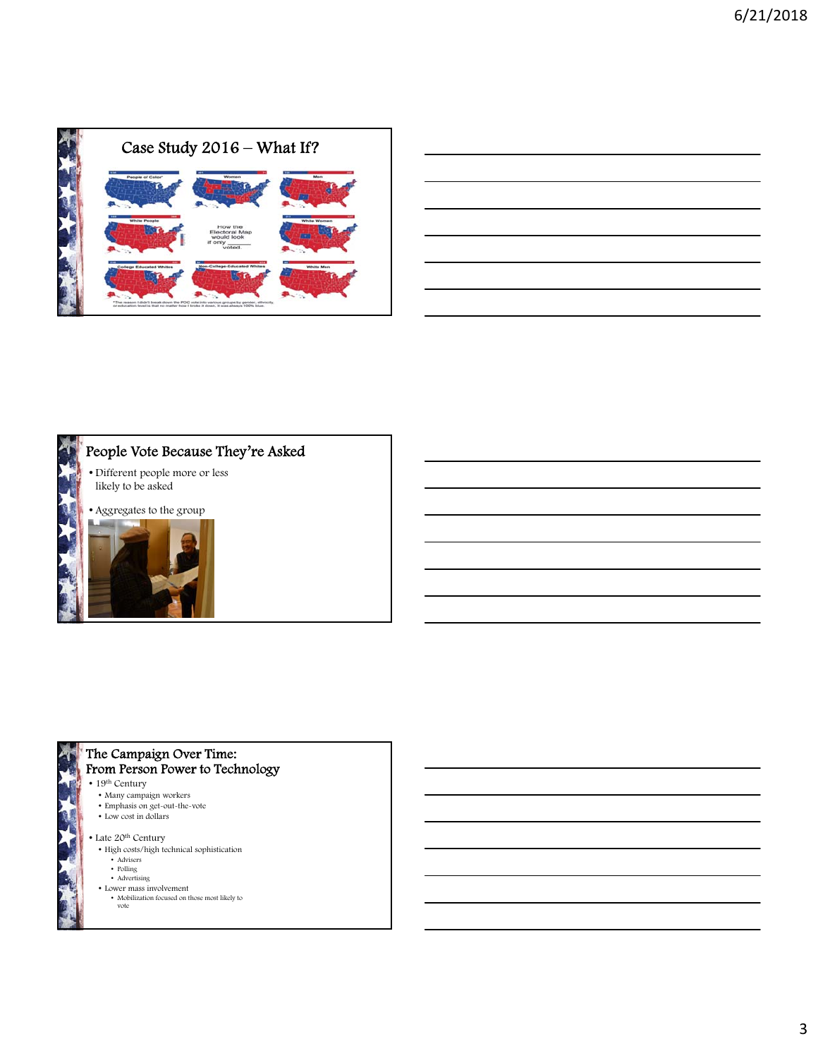## Case Study 2016 – What If?

People of Color*

Women

Men

White People

How the Electoral Map would look if only ______ voted.

White Women

College Educated Whites

Non-College-Educated Whites

White Men

*The reason I didn't break down the POC vote into various groups by gender, ethnicity, or education level is that no matter how I broke it down, it was always 100% blue.

## People Vote Because They're Asked

- Different people more or less likely to be asked
- Aggregates to the group

## The Campaign Over Time: From Person Power to Technology

- 19th Century
  - Many campaign workers
  - Emphasis on get-out-the-vote
  - Low cost in dollars
- Late 20th Century
  - High costs/high technical sophistication
    - Advisers
    - Polling
    - Advertising
  - Lower mass involvement
    - Mobilization focused on those most likely to vote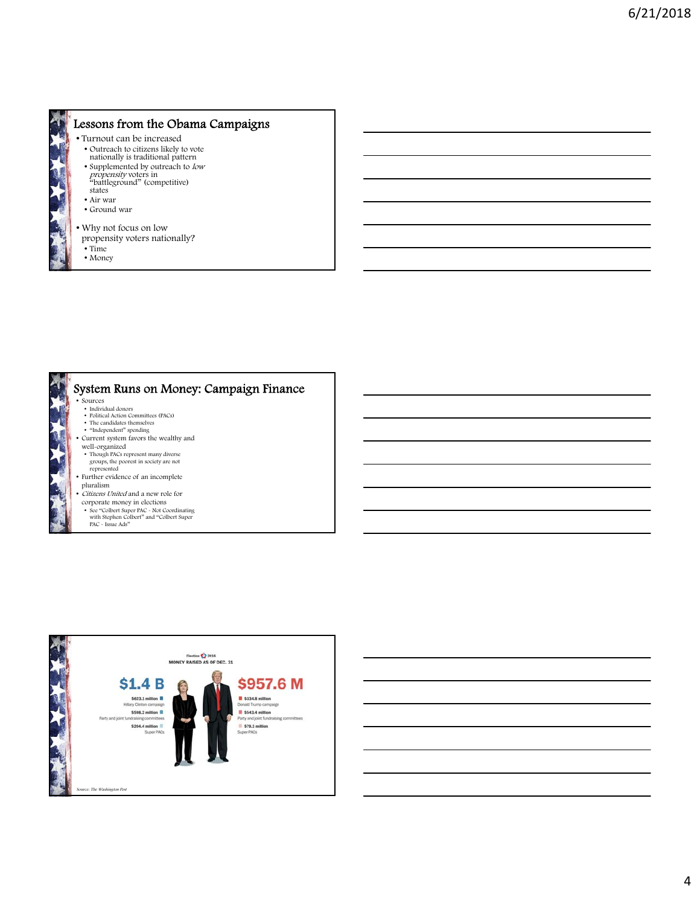## Lessons from the Obama Campaigns

- Turnout can be increased
  - Outreach to citizens likely to vote nationally is traditional pattern
  - Supplemented by outreach to *low propensity* voters in "battleground" (competitive) states
  - Air war
  - Ground war
- Why not focus on low propensity voters nationally?
  - Time
  - Money

## System Runs on Money: Campaign Finance

- Sources
  - Individual donors
  - Political Action Committees (PACs)
  - The candidates themselves
  - "Independent" spending
- Current system favors the wealthy and well-organized
  - Though PACs represent many diverse groups, the poorest in society are not represented
- Further evidence of an incomplete pluralism
- *Citizens United* and a new role for corporate money in elections
  - See "Colbert Super PAC - Not Coordinating with Stephen Colbert" and "Colbert Super PAC - Issue Ads"

Election 2016
MONEY RAISED AS OF DEC. 31

**$1.4 B**

- $623.1 million — Hillary Clinton campaign
- $598.2 million — Party and joint fundraising committees
- $204.4 million — Super PACs

**$957.6 M**

- $334.8 million — Donald Trump campaign
- $543.4 million — Party and joint fundraising committees
- $79.3 million — Super PACs

Source: *The Washington Post*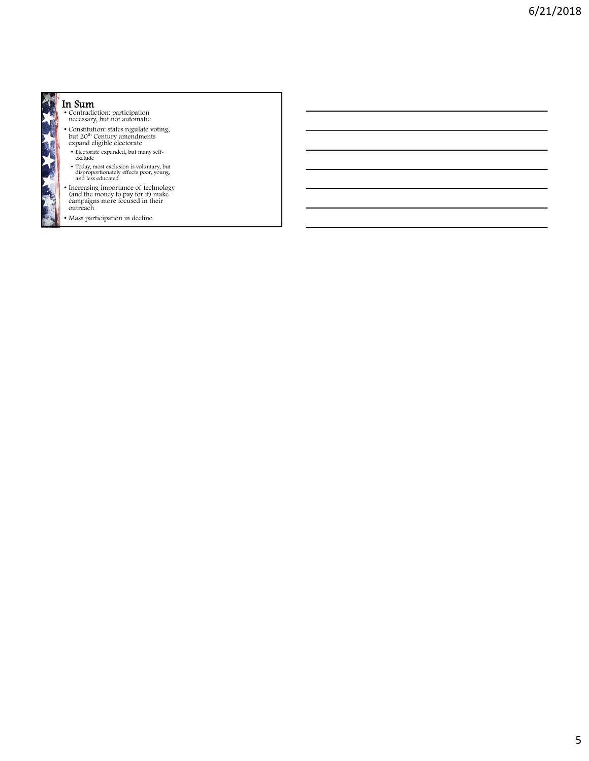## In Sum

- Contradiction: participation necessary, but not automatic
- Constitution: states regulate voting, but 20th Century amendments expand eligible electorate
  - Electorate expanded, but many self-exclude
  - Today, most exclusion is voluntary, but disproportionately effects poor, young, and less educated
- Increasing importance of technology (and the money to pay for it) make campaigns more focused in their outreach
- Mass participation in decline